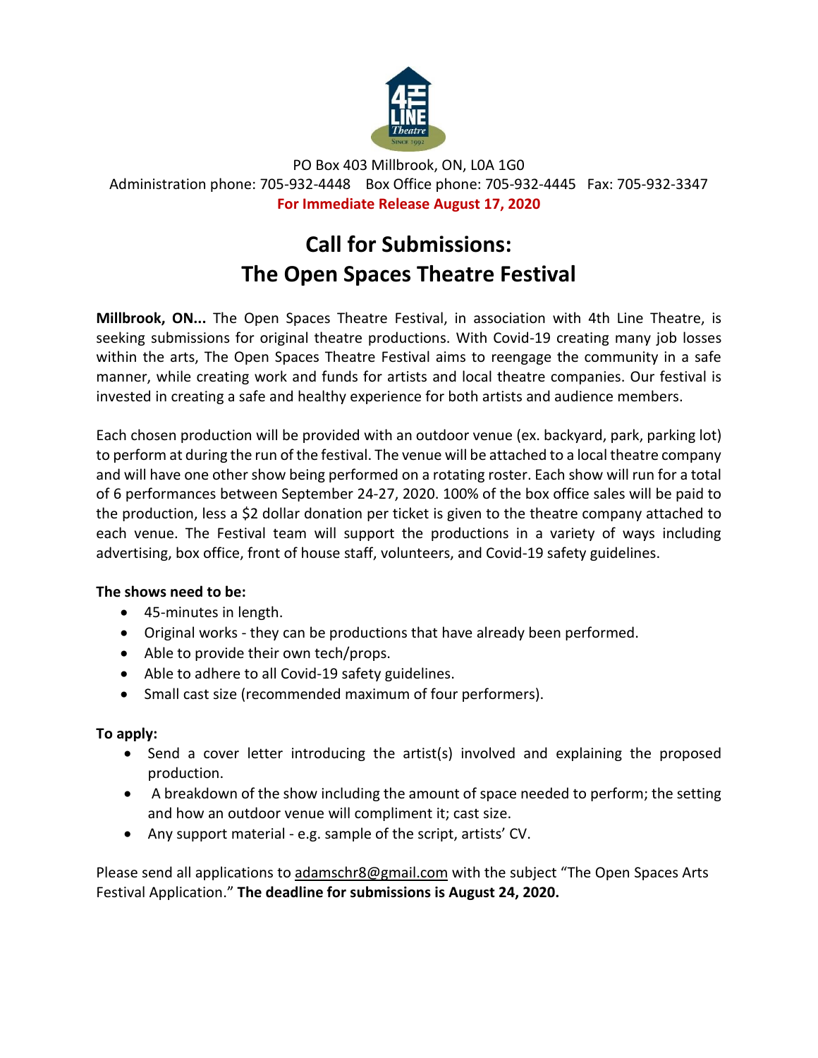PO Box 403 Millbrook, ON, L0A 1G0
Administration phone: 705-932-4448  Box Office phone: 705-932-4445  Fax: 705-932-3347
**For Immediate Release August 17, 2020**

# Call for Submissions:
# The Open Spaces Theatre Festival

**Millbrook, ON...** The Open Spaces Theatre Festival, in association with 4th Line Theatre, is seeking submissions for original theatre productions. With Covid-19 creating many job losses within the arts, The Open Spaces Theatre Festival aims to reengage the community in a safe manner, while creating work and funds for artists and local theatre companies. Our festival is invested in creating a safe and healthy experience for both artists and audience members.

Each chosen production will be provided with an outdoor venue (ex. backyard, park, parking lot) to perform at during the run of the festival. The venue will be attached to a local theatre company and will have one other show being performed on a rotating roster. Each show will run for a total of 6 performances between September 24-27, 2020. 100% of the box office sales will be paid to the production, less a $2 dollar donation per ticket is given to the theatre company attached to each venue. The Festival team will support the productions in a variety of ways including advertising, box office, front of house staff, volunteers, and Covid-19 safety guidelines.

**The shows need to be:**

- 45-minutes in length.
- Original works - they can be productions that have already been performed.
- Able to provide their own tech/props.
- Able to adhere to all Covid-19 safety guidelines.
- Small cast size (recommended maximum of four performers).

**To apply:**

- Send a cover letter introducing the artist(s) involved and explaining the proposed production.
- A breakdown of the show including the amount of space needed to perform; the setting and how an outdoor venue will compliment it; cast size.
- Any support material - e.g. sample of the script, artists' CV.

Please send all applications to adamschr8@gmail.com with the subject "The Open Spaces Arts Festival Application." **The deadline for submissions is August 24, 2020.**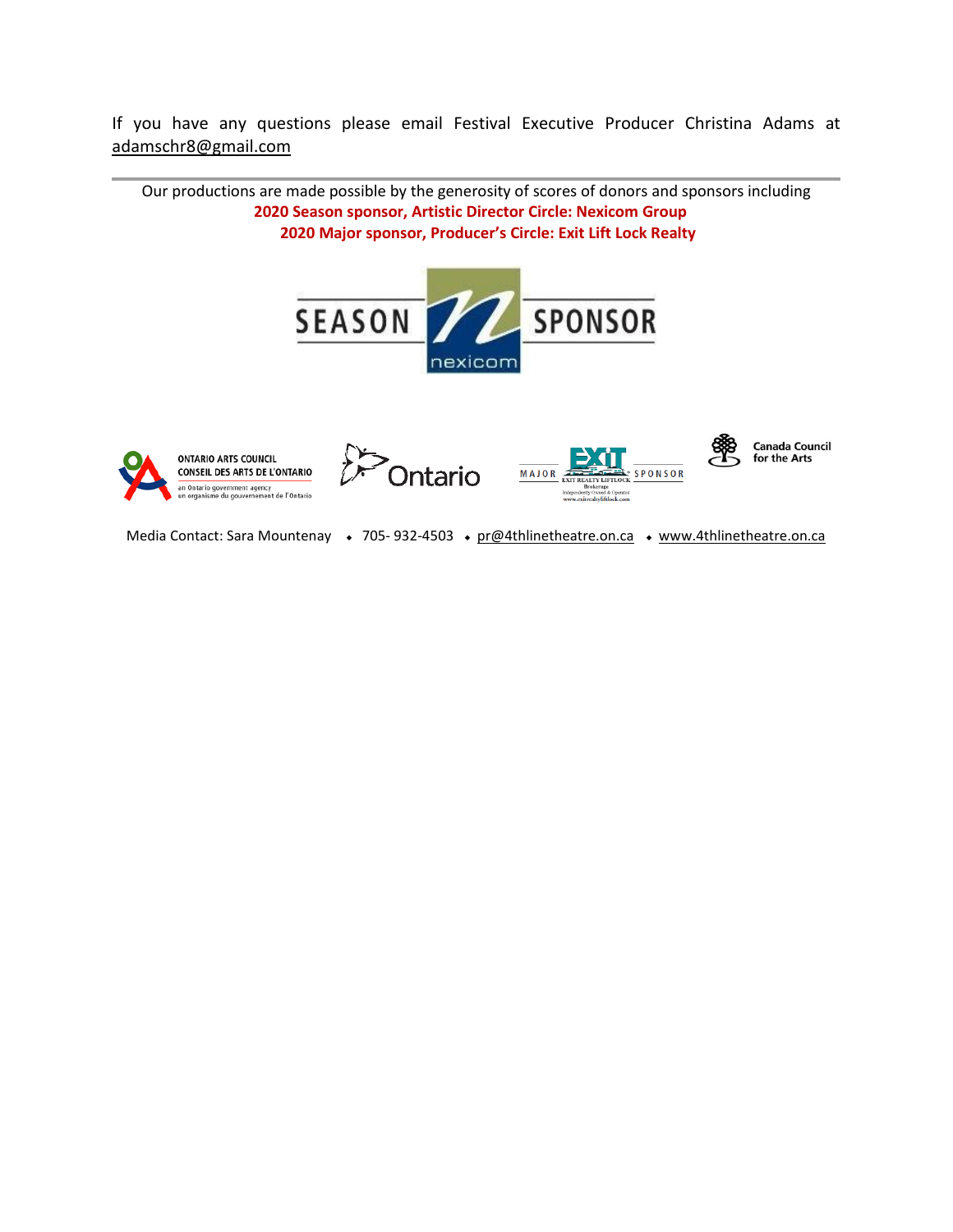If you have any questions please email Festival Executive Producer Christina Adams at adamschr8@gmail.com

---

Our productions are made possible by the generosity of scores of donors and sponsors including

**2020 Season sponsor, Artistic Director Circle: Nexicom Group**

**2020 Major sponsor, Producer's Circle: Exit Lift Lock Realty**

SEASON nexicom SPONSOR

ONTARIO ARTS COUNCIL
CONSEIL DES ARTS DE L'ONTARIO
an Ontario government agency
un organisme du gouvernement de l'Ontario

Ontario

MAJOR EXIT SPONSOR
EXIT REALTY LIFTLOCK
Brokerage
Independently Owned & Operated
www.exitrealtyliftlock.com

Canada Council for the Arts

Media Contact: Sara Mountenay • 705- 932-4503 • pr@4thlinetheatre.on.ca • www.4thlinetheatre.on.ca